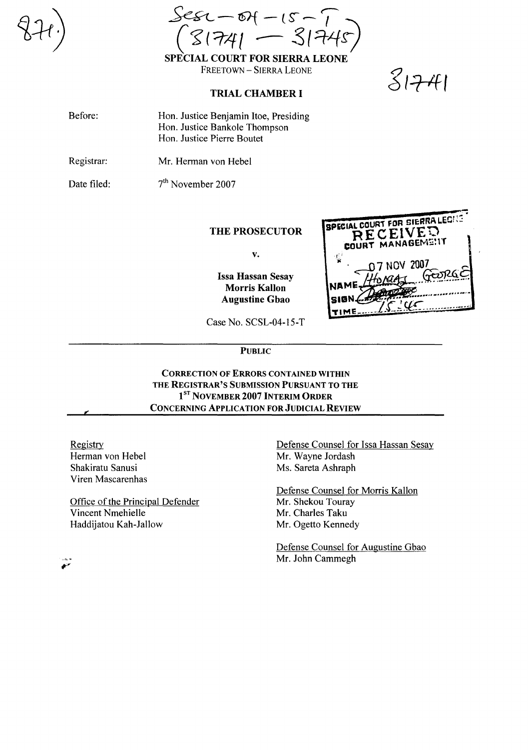SCSL – 04 – 15 – T
(31741 — 31745)

**SPECIAL COURT FOR SIERRA LEONE**
FREETOWN – SIERRA LEONE

31741

**TRIAL CHAMBER I**

Before: Hon. Justice Benjamin Itoe, Presiding
Hon. Justice Bankole Thompson
Hon. Justice Pierre Boutet

Registrar: Mr. Herman von Hebel

Date filed: 7th November 2007

SPECIAL COURT FOR SIERRA LEONE
RECEIVED
COURT MANAGEMENT
07 NOV 2007
NAME Thomas George
SIGN
TIME 15:45

**THE PROSECUTOR**

v.

**Issa Hassan Sesay**
**Morris Kallon**
**Augustine Gbao**

Case No. SCSL-04-15-T

**PUBLIC**

**CORRECTION OF ERRORS CONTAINED WITHIN THE REGISTRAR'S SUBMISSION PURSUANT TO THE 1ST NOVEMBER 2007 INTERIM ORDER CONCERNING APPLICATION FOR JUDICIAL REVIEW**

Registry
Herman von Hebel
Shakiratu Sanusi
Viren Mascarenhas

Office of the Principal Defender
Vincent Nmehielle
Haddijatou Kah-Jallow

Defense Counsel for Issa Hassan Sesay
Mr. Wayne Jordash
Ms. Sareta Ashraph

Defense Counsel for Morris Kallon
Mr. Shekou Touray
Mr. Charles Taku
Mr. Ogetto Kennedy

Defense Counsel for Augustine Gbao
Mr. John Cammegh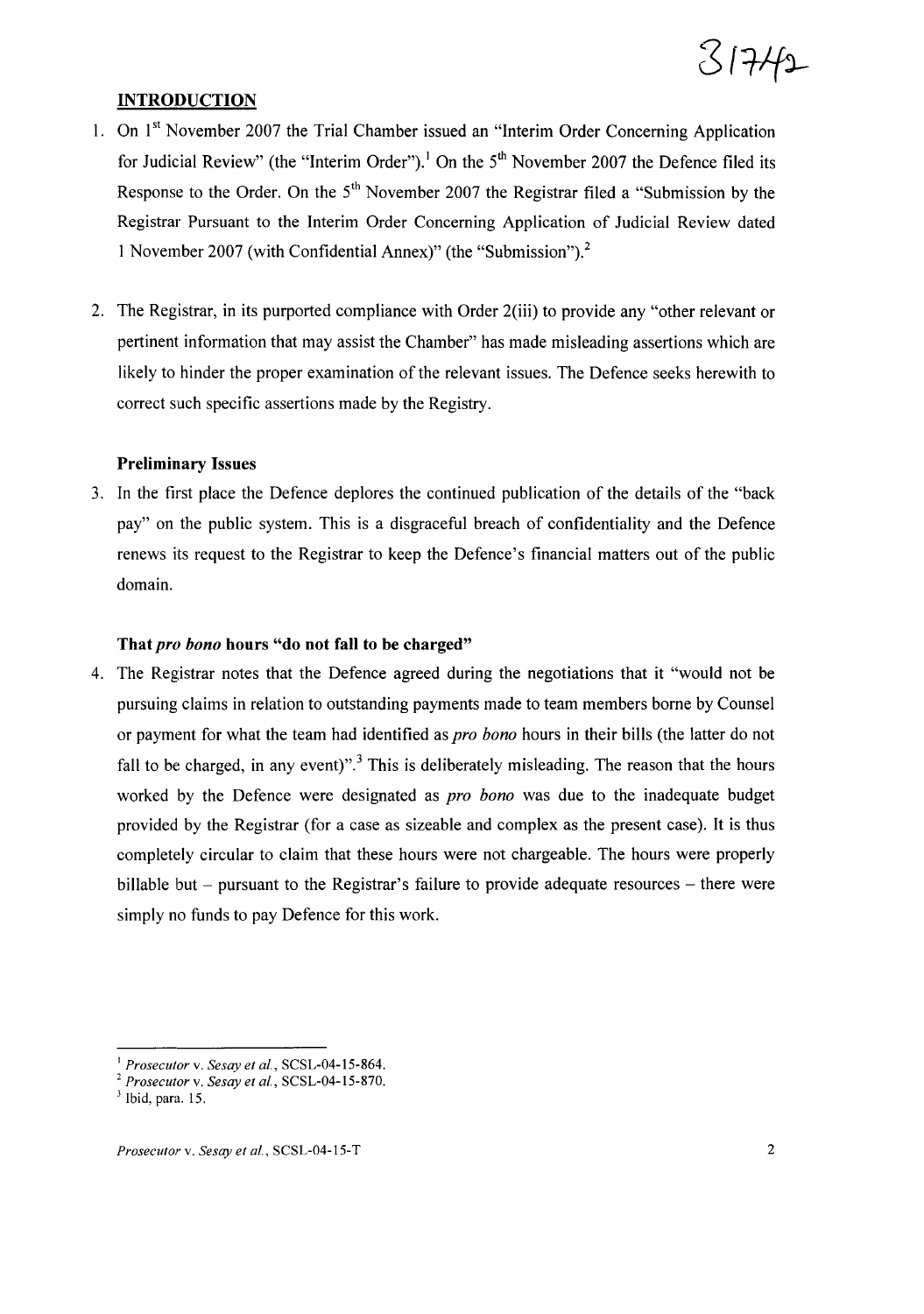## INTRODUCTION

1. On 1st November 2007 the Trial Chamber issued an "Interim Order Concerning Application for Judicial Review" (the "Interim Order").[1] On the 5th November 2007 the Defence filed its Response to the Order. On the 5th November 2007 the Registrar filed a "Submission by the Registrar Pursuant to the Interim Order Concerning Application of Judicial Review dated 1 November 2007 (with Confidential Annex)" (the "Submission").[2]

2. The Registrar, in its purported compliance with Order 2(iii) to provide any "other relevant or pertinent information that may assist the Chamber" has made misleading assertions which are likely to hinder the proper examination of the relevant issues. The Defence seeks herewith to correct such specific assertions made by the Registry.

### Preliminary Issues

3. In the first place the Defence deplores the continued publication of the details of the "back pay" on the public system. This is a disgraceful breach of confidentiality and the Defence renews its request to the Registrar to keep the Defence's financial matters out of the public domain.

### That *pro bono* hours "do not fall to be charged"

4. The Registrar notes that the Defence agreed during the negotiations that it "would not be pursuing claims in relation to outstanding payments made to team members borne by Counsel or payment for what the team had identified as *pro bono* hours in their bills (the latter do not fall to be charged, in any event)".[3] This is deliberately misleading. The reason that the hours worked by the Defence were designated as *pro bono* was due to the inadequate budget provided by the Registrar (for a case as sizeable and complex as the present case). It is thus completely circular to claim that these hours were not chargeable. The hours were properly billable but – pursuant to the Registrar's failure to provide adequate resources – there were simply no funds to pay Defence for this work.

---

[1] *Prosecutor* v. *Sesay et al.*, SCSL-04-15-864.

[2] *Prosecutor* v. *Sesay et al.*, SCSL-04-15-870.

[3] Ibid, para. 15.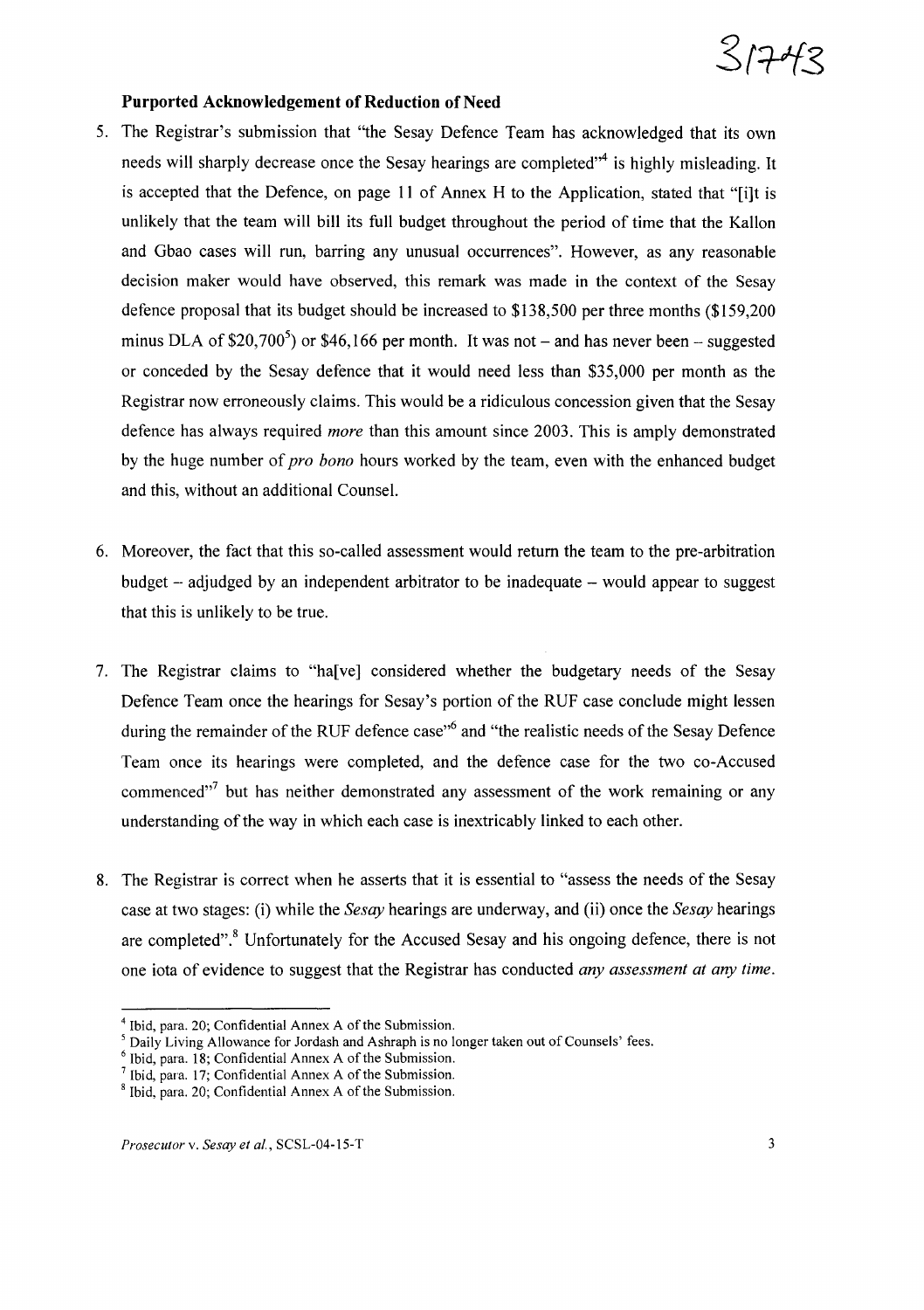### Purported Acknowledgement of Reduction of Need

5. The Registrar's submission that "the Sesay Defence Team has acknowledged that its own needs will sharply decrease once the Sesay hearings are completed"[4] is highly misleading. It is accepted that the Defence, on page 11 of Annex H to the Application, stated that "[i]t is unlikely that the team will bill its full budget throughout the period of time that the Kallon and Gbao cases will run, barring any unusual occurrences". However, as any reasonable decision maker would have observed, this remark was made in the context of the Sesay defence proposal that its budget should be increased to $138,500 per three months ($159,200 minus DLA of $20,700[5]) or $46,166 per month. It was not – and has never been – suggested or conceded by the Sesay defence that it would need less than $35,000 per month as the Registrar now erroneously claims. This would be a ridiculous concession given that the Sesay defence has always required *more* than this amount since 2003. This is amply demonstrated by the huge number of *pro bono* hours worked by the team, even with the enhanced budget and this, without an additional Counsel.

6. Moreover, the fact that this so-called assessment would return the team to the pre-arbitration budget – adjudged by an independent arbitrator to be inadequate – would appear to suggest that this is unlikely to be true.

7. The Registrar claims to "ha[ve] considered whether the budgetary needs of the Sesay Defence Team once the hearings for Sesay's portion of the RUF case conclude might lessen during the remainder of the RUF defence case"[6] and "the realistic needs of the Sesay Defence Team once its hearings were completed, and the defence case for the two co-Accused commenced"[7] but has neither demonstrated any assessment of the work remaining or any understanding of the way in which each case is inextricably linked to each other.

8. The Registrar is correct when he asserts that it is essential to "assess the needs of the Sesay case at two stages: (i) while the *Sesay* hearings are underway, and (ii) once the *Sesay* hearings are completed".[8] Unfortunately for the Accused Sesay and his ongoing defence, there is not one iota of evidence to suggest that the Registrar has conducted *any assessment at any time*.

---

[4] Ibid, para. 20; Confidential Annex A of the Submission.

[5] Daily Living Allowance for Jordash and Ashraph is no longer taken out of Counsels' fees.

[6] Ibid, para. 18; Confidential Annex A of the Submission.

[7] Ibid, para. 17; Confidential Annex A of the Submission.

[8] Ibid, para. 20; Confidential Annex A of the Submission.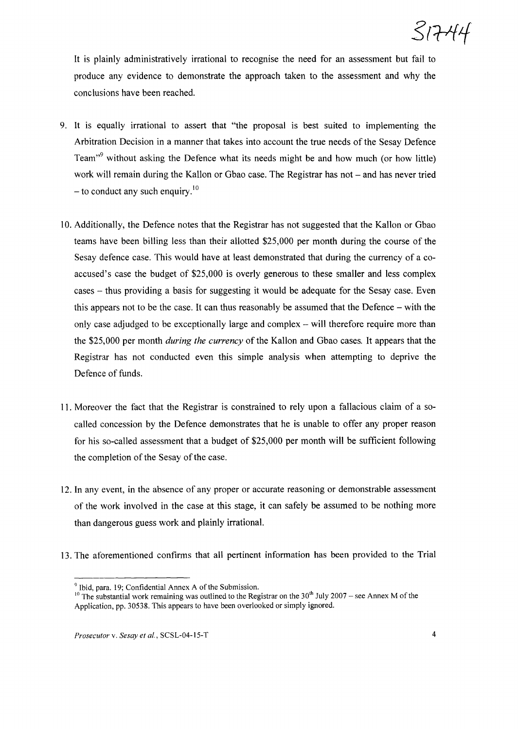It is plainly administratively irrational to recognise the need for an assessment but fail to produce any evidence to demonstrate the approach taken to the assessment and why the conclusions have been reached.

9. It is equally irrational to assert that "the proposal is best suited to implementing the Arbitration Decision in a manner that takes into account the true needs of the Sesay Defence Team"[9] without asking the Defence what its needs might be and how much (or how little) work will remain during the Kallon or Gbao case. The Registrar has not – and has never tried – to conduct any such enquiry.[10]

10. Additionally, the Defence notes that the Registrar has not suggested that the Kallon or Gbao teams have been billing less than their allotted $25,000 per month during the course of the Sesay defence case. This would have at least demonstrated that during the currency of a co-accused's case the budget of $25,000 is overly generous to these smaller and less complex cases – thus providing a basis for suggesting it would be adequate for the Sesay case. Even this appears not to be the case. It can thus reasonably be assumed that the Defence – with the only case adjudged to be exceptionally large and complex – will therefore require more than the $25,000 per month *during the currency* of the Kallon and Gbao cases. It appears that the Registrar has not conducted even this simple analysis when attempting to deprive the Defence of funds.

11. Moreover the fact that the Registrar is constrained to rely upon a fallacious claim of a so-called concession by the Defence demonstrates that he is unable to offer any proper reason for his so-called assessment that a budget of $25,000 per month will be sufficient following the completion of the Sesay of the case.

12. In any event, in the absence of any proper or accurate reasoning or demonstrable assessment of the work involved in the case at this stage, it can safely be assumed to be nothing more than dangerous guess work and plainly irrational.

13. The aforementioned confirms that all pertinent information has been provided to the Trial

---

[9] Ibid, para. 19; Confidential Annex A of the Submission.

[10] The substantial work remaining was outlined to the Registrar on the 30th July 2007 – see Annex M of the Application, pp. 30538. This appears to have been overlooked or simply ignored.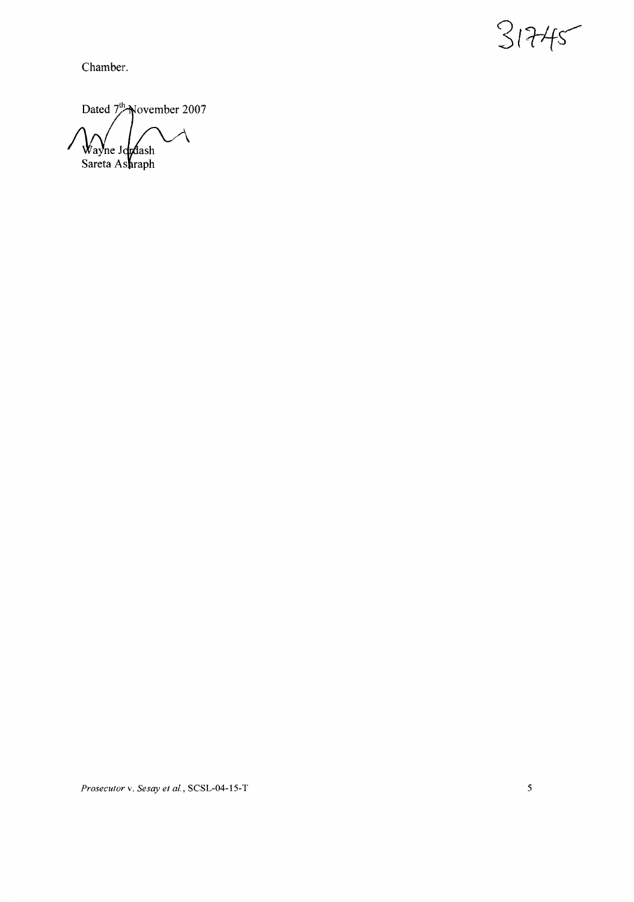Chamber.

Dated 7[th] November 2007

Wayne Jordash
Sareta Ashraph